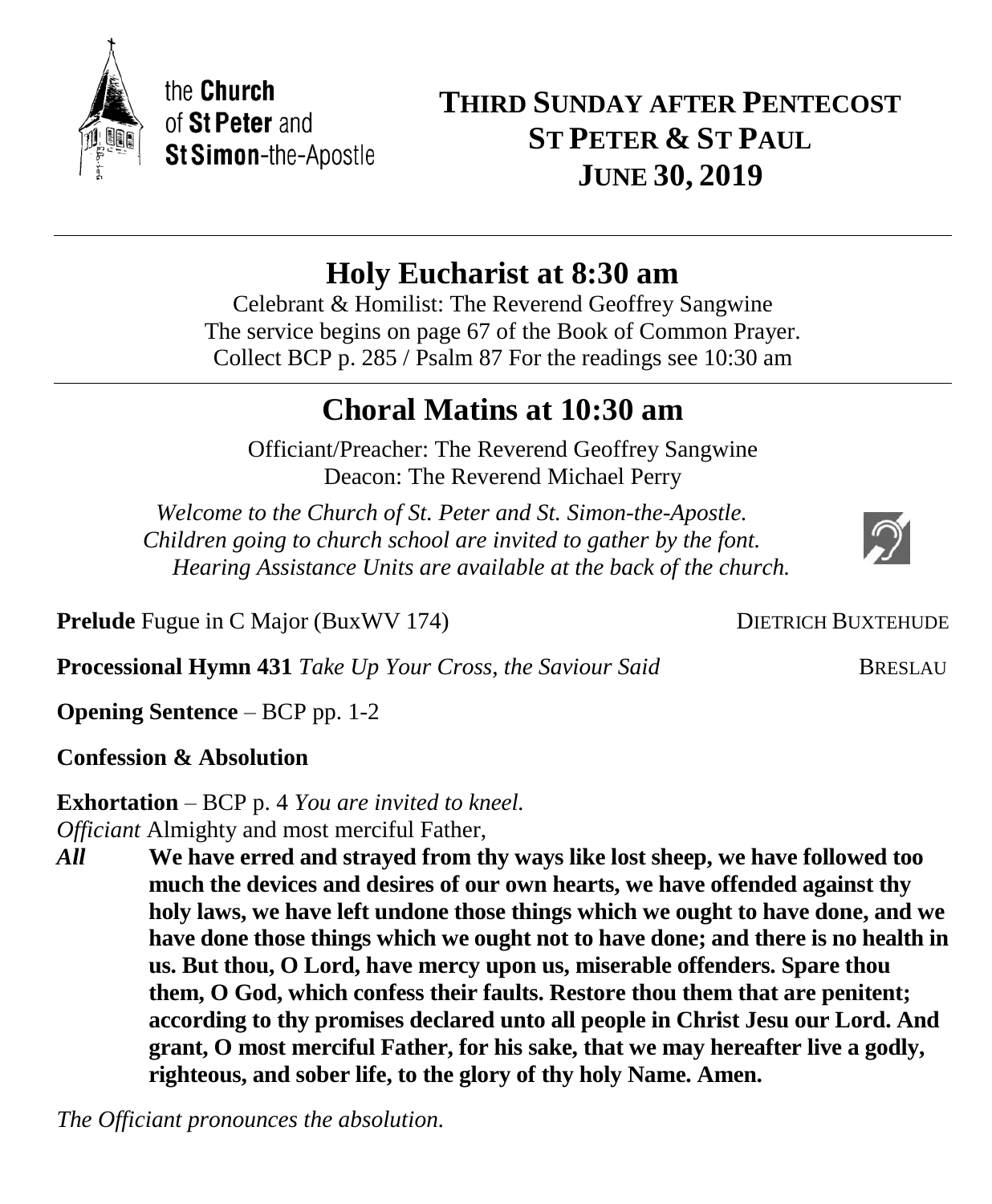the **Church** of **St Peter** and **St Simon**-the-Apostle

# THIRD SUNDAY AFTER PENTECOST ST PETER & ST PAUL JUNE 30, 2019

---

## Holy Eucharist at 8:30 am

Celebrant & Homilist: The Reverend Geoffrey Sangwine
The service begins on page 67 of the Book of Common Prayer.
Collect BCP p. 285 / Psalm 87 For the readings see 10:30 am

---

## Choral Matins at 10:30 am

Officiant/Preacher: The Reverend Geoffrey Sangwine
Deacon: The Reverend Michael Perry

*Welcome to the Church of St. Peter and St. Simon-the-Apostle.*
*Children going to church school are invited to gather by the font.*
*Hearing Assistance Units are available at the back of the church.*

**Prelude** Fugue in C Major (BuxWV 174) DIETRICH BUXTEHUDE

**Processional Hymn 431** *Take Up Your Cross, the Saviour Said* BRESLAU

**Opening Sentence** – BCP pp. 1-2

**Confession & Absolution**

**Exhortation** – BCP p. 4 *You are invited to kneel.*

*Officiant* Almighty and most merciful Father,

***All*** **We have erred and strayed from thy ways like lost sheep, we have followed too much the devices and desires of our own hearts, we have offended against thy holy laws, we have left undone those things which we ought to have done, and we have done those things which we ought not to have done; and there is no health in us. But thou, O Lord, have mercy upon us, miserable offenders. Spare thou them, O God, which confess their faults. Restore thou them that are penitent; according to thy promises declared unto all people in Christ Jesu our Lord. And grant, O most merciful Father, for his sake, that we may hereafter live a godly, righteous, and sober life, to the glory of thy holy Name. Amen.**

*The Officiant pronounces the absolution.*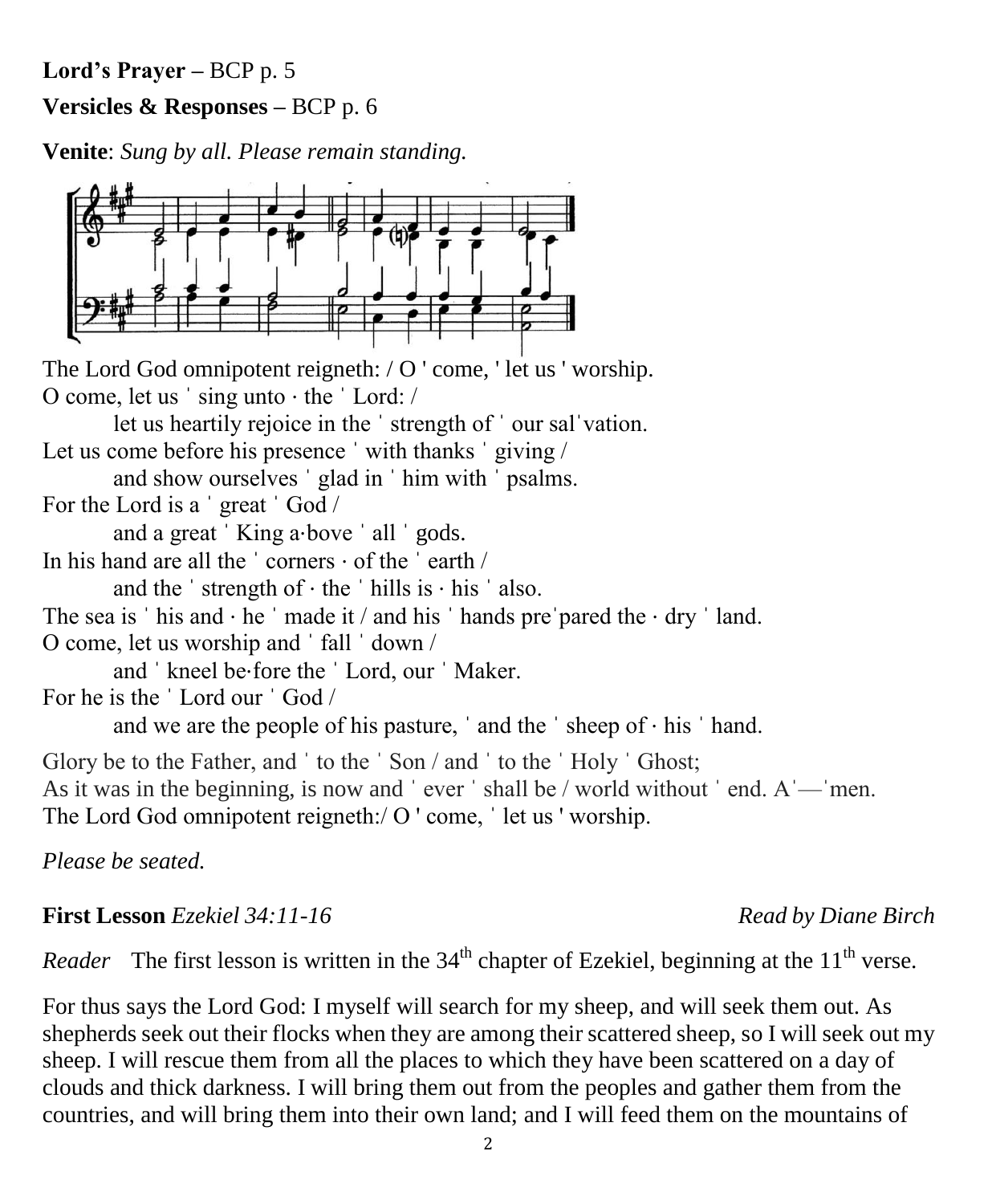**Lord's Prayer –** BCP p. 5

**Versicles & Responses –** BCP p. 6

**Venite**: *Sung by all. Please remain standing.*

The Lord God omnipotent reigneth: / O ' come, ' let us ' worship.
O come, let us ˈ sing unto · the ˈ Lord: /
   let us heartily rejoice in the ˈ strength of ˈ our salˈvation.
Let us come before his presence ˈ with thanks ˈ giving /
   and show ourselves ˈ glad in ˈ him with ˈ psalms.
For the Lord is a ˈ great ˈ God /
   and a great ˈ King a·bove ˈ all ˈ gods.
In his hand are all the ˈ corners · of the ˈ earth /
   and the ˈ strength of · the ˈ hills is · his ˈ also.
The sea is ˈ his and · he ˈ made it / and his ˈ hands preˈpared the · dry ˈ land.
O come, let us worship and ˈ fall ˈ down /
   and ˈ kneel be·fore the ˈ Lord, our ˈ Maker.
For he is the ˈ Lord our ˈ God /
   and we are the people of his pasture, ˈ and the ˈ sheep of · his ˈ hand.

Glory be to the Father, and ˈ to the ˈ Son / and ˈ to the ˈ Holy ˈ Ghost;
As it was in the beginning, is now and ˈ ever ˈ shall be / world without ˈ end. Aˈ—ˈmen.
The Lord God omnipotent reigneth:/ O ' come, ˈ let us ' worship.

*Please be seated.*

**First Lesson** *Ezekiel 34:11-16* *Read by Diane Birch*

*Reader* The first lesson is written in the 34th chapter of Ezekiel, beginning at the 11th verse.

For thus says the Lord God: I myself will search for my sheep, and will seek them out. As shepherds seek out their flocks when they are among their scattered sheep, so I will seek out my sheep. I will rescue them from all the places to which they have been scattered on a day of clouds and thick darkness. I will bring them out from the peoples and gather them from the countries, and will bring them into their own land; and I will feed them on the mountains of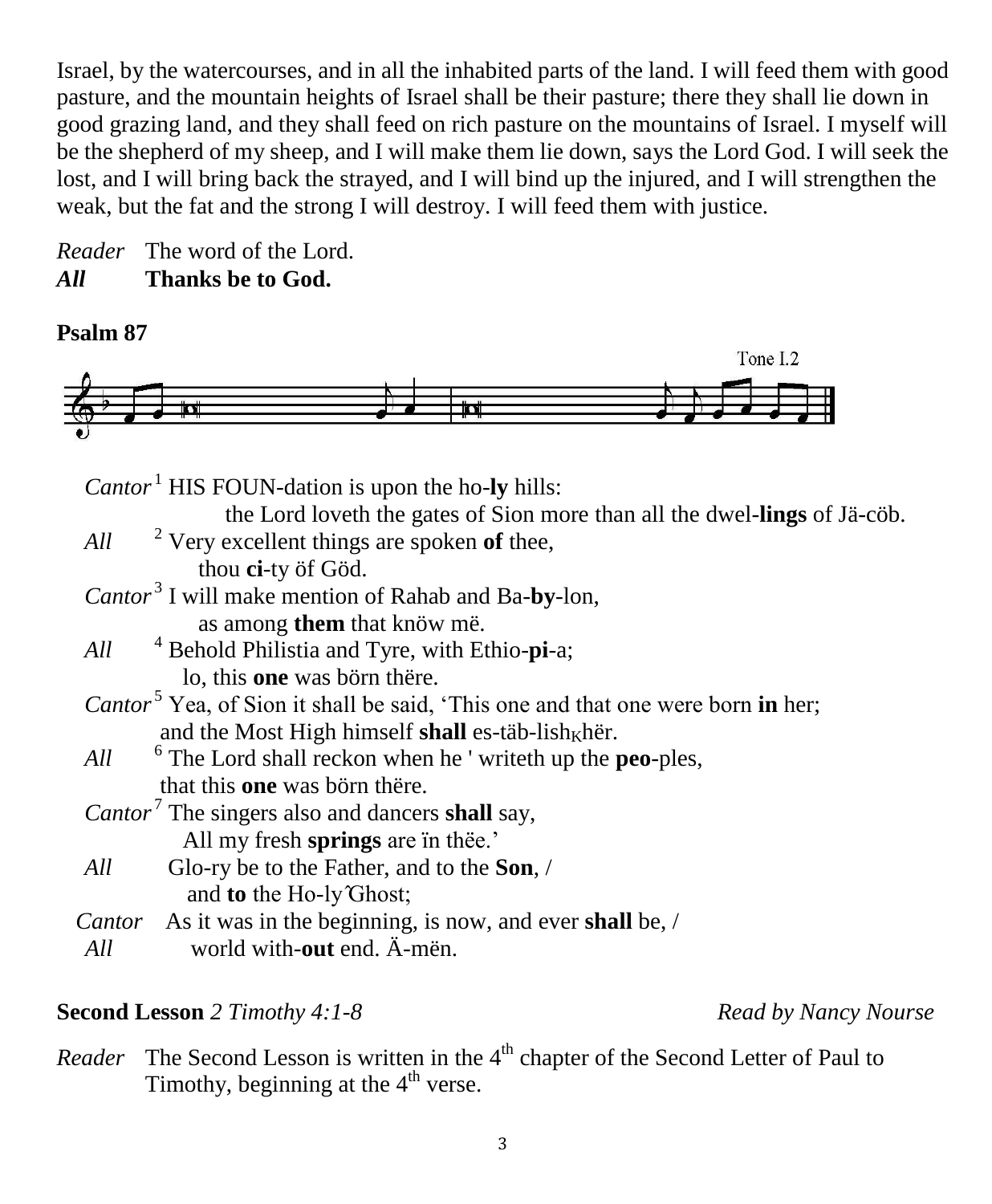Israel, by the watercourses, and in all the inhabited parts of the land. I will feed them with good pasture, and the mountain heights of Israel shall be their pasture; there they shall lie down in good grazing land, and they shall feed on rich pasture on the mountains of Israel. I myself will be the shepherd of my sheep, and I will make them lie down, says the Lord God. I will seek the lost, and I will bring back the strayed, and I will bind up the injured, and I will strengthen the weak, but the fat and the strong I will destroy. I will feed them with justice.

*Reader* The word of the Lord.
***All*** **Thanks be to God.**

**Psalm 87**

Tone I.2

*Cantor* [1] HIS FOUN-dation is upon the ho-**ly** hills:
the Lord loveth the gates of Sion more than all the dwel-**lings** of Jä-cöb.
*All* [2] Very excellent things are spoken **of** thee,
thou **ci**-ty öf Göd.
*Cantor* [3] I will make mention of Rahab and Ba-**by**-lon,
as among **them** that knöw më.
*All* [4] Behold Philistia and Tyre, with Ethio-**pi**-a;
lo, this **one** was börn thëre.
*Cantor* [5] Yea, of Sion it shall be said, 'This one and that one were born **in** her;
and the Most High himself **shall** es-täb-lish $_K$hër.
*All* [6] The Lord shall reckon when he ' writeth up the **peo**-ples,
that this **one** was börn thëre.
*Cantor* [7] The singers also and dancers **shall** say,
All my fresh **springs** are ïn thëe.'
*All* Glo-ry be to the Father, and to the **Son**, /
and **to** the Ho-ly Ghost;
*Cantor* As it was in the beginning, is now, and ever **shall** be, /
*All* world with-**out** end. Ä-mën.

**Second Lesson** *2 Timothy 4:1-8* *Read by Nancy Nourse*

*Reader* The Second Lesson is written in the 4th chapter of the Second Letter of Paul to Timothy, beginning at the 4th verse.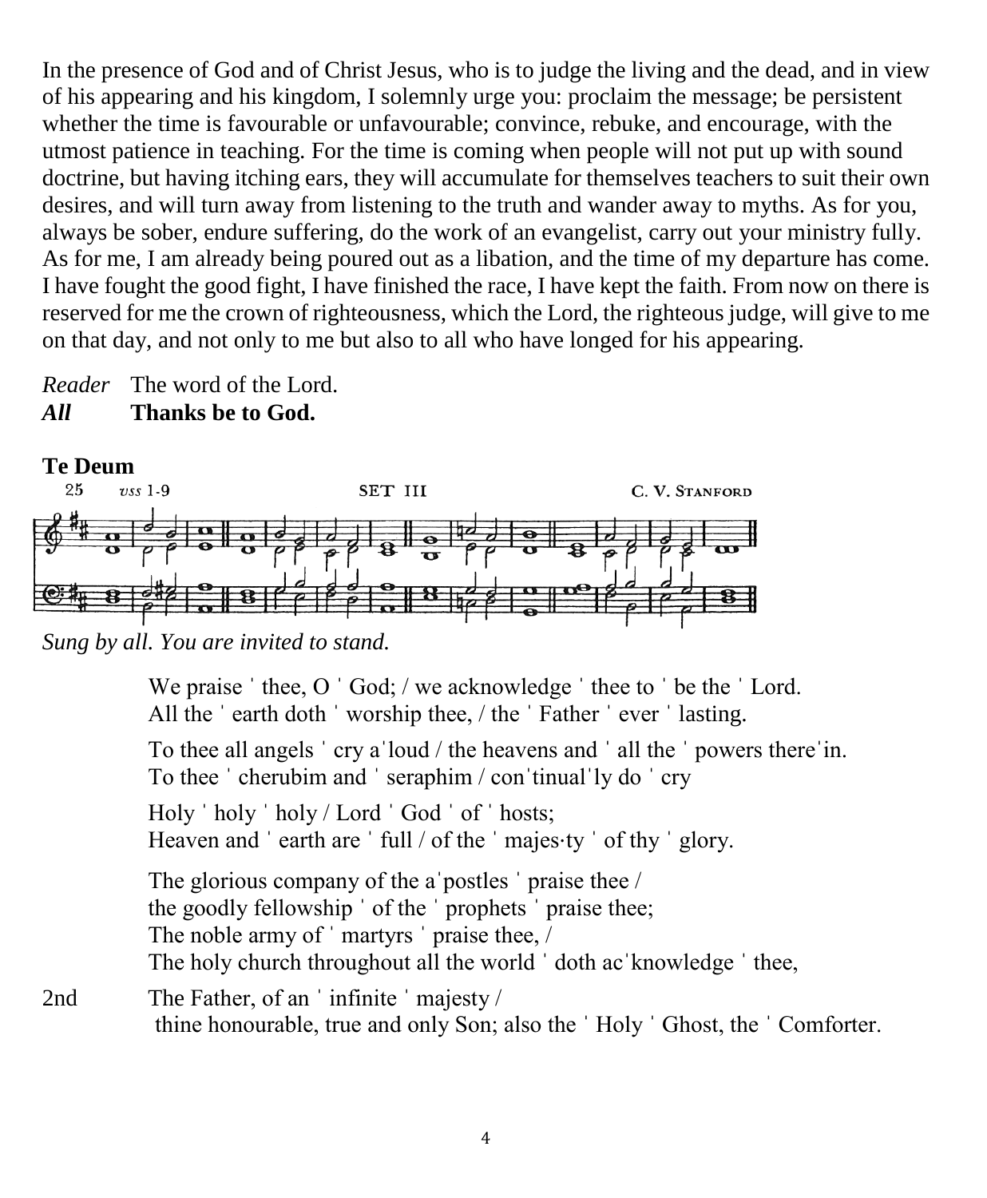In the presence of God and of Christ Jesus, who is to judge the living and the dead, and in view of his appearing and his kingdom, I solemnly urge you: proclaim the message; be persistent whether the time is favourable or unfavourable; convince, rebuke, and encourage, with the utmost patience in teaching. For the time is coming when people will not put up with sound doctrine, but having itching ears, they will accumulate for themselves teachers to suit their own desires, and will turn away from listening to the truth and wander away to myths. As for you, always be sober, endure suffering, do the work of an evangelist, carry out your ministry fully. As for me, I am already being poured out as a libation, and the time of my departure has come. I have fought the good fight, I have finished the race, I have kept the faith. From now on there is reserved for me the crown of righteousness, which the Lord, the righteous judge, will give to me on that day, and not only to me but also to all who have longed for his appearing.

*Reader* The word of the Lord.
***All*** **Thanks be to God.**

**Te Deum**

25 *vss* 1-9 SET III C. V. STANFORD

*Sung by all. You are invited to stand.*

We praise ˈ thee, O ˈ God; / we acknowledge ˈ thee to ˈ be the ˈ Lord.
All the ˈ earth doth ˈ worship thee, / the ˈ Father ˈ ever ˈ lasting.

To thee all angels ˈ cry aˈloud / the heavens and ˈ all the ˈ powers thereˈin.
To thee ˈ cherubim and ˈ seraphim / conˈtinualˈly do ˈ cry

Holy ˈ holy ˈ holy / Lord ˈ God ˈ of ˈ hosts;
Heaven and ˈ earth are ˈ full / of the ˈ majes·ty ˈ of thy ˈ glory.

The glorious company of the aˈpostles ˈ praise thee /
the goodly fellowship ˈ of the ˈ prophets ˈ praise thee;
The noble army of ˈ martyrs ˈ praise thee, /
The holy church throughout all the world ˈ doth acˈknowledge ˈ thee,

2nd The Father, of an ˈ infinite ˈ majesty /
thine honourable, true and only Son; also the ˈ Holy ˈ Ghost, the ˈ Comforter.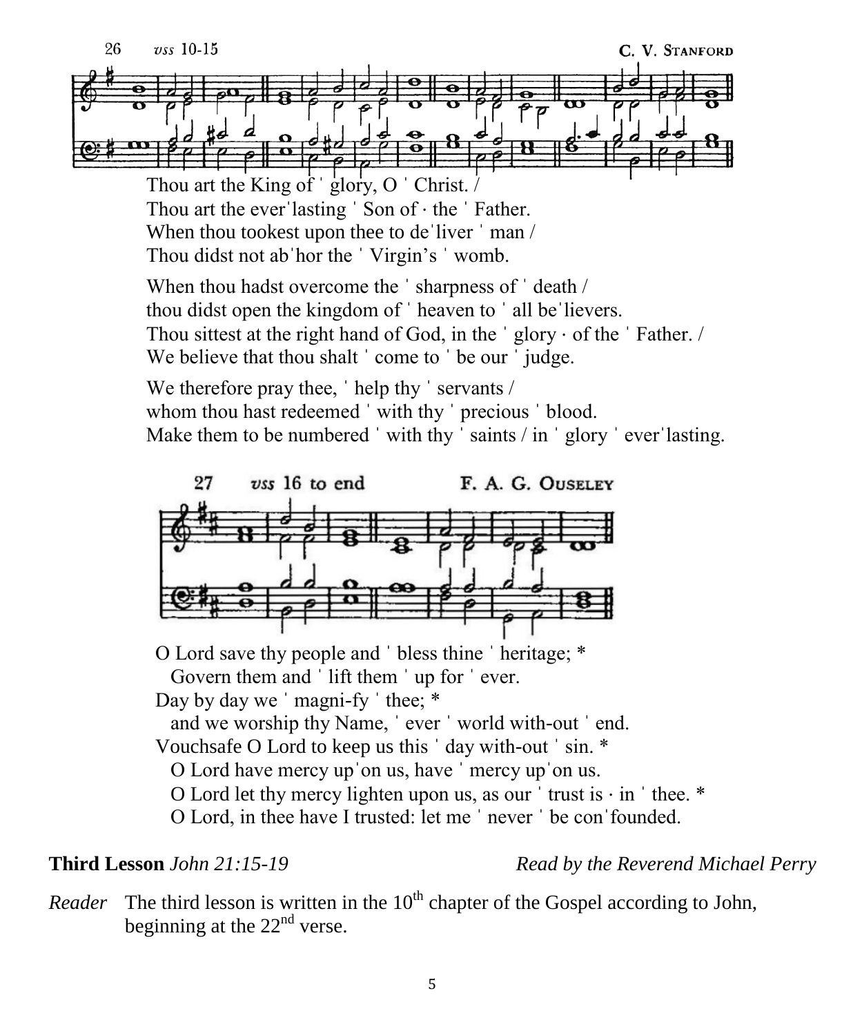26 *vss* 10-15 C. V. Stanford

Thou art the King of ˈ glory, O ˈ Christ. /
Thou art the everˈlasting ˈ Son of · the ˈ Father.
When thou tookest upon thee to deˈliver ˈ man /
Thou didst not abˈhor the ˈ Virgin's ˈ womb.

When thou hadst overcome the ˈ sharpness of ˈ death /
thou didst open the kingdom of ˈ heaven to ˈ all beˈlievers.
Thou sittest at the right hand of God, in the ˈ glory · of the ˈ Father. /
We believe that thou shalt ˈ come to ˈ be our ˈ judge.

We therefore pray thee, ˈ help thy ˈ servants /
whom thou hast redeemed ˈ with thy ˈ precious ˈ blood.
Make them to be numbered ˈ with thy ˈ saints / in ˈ glory ˈ everˈlasting.

27 *vss* 16 to end F. A. G. Ouseley

O Lord save thy people and ˈ bless thine ˈ heritage; *
Govern them and ˈ lift them ˈ up for ˈ ever.
Day by day we ˈ magni-fy ˈ thee; *
and we worship thy Name, ˈ ever ˈ world with-out ˈ end.
Vouchsafe O Lord to keep us this ˈ day with-out ˈ sin. *
O Lord have mercy upˈon us, have ˈ mercy upˈon us.
O Lord let thy mercy lighten upon us, as our ˈ trust is · in ˈ thee. *
O Lord, in thee have I trusted: let me ˈ never ˈ be conˈfounded.

**Third Lesson** *John 21:15-19* *Read by the Reverend Michael Perry*

*Reader* The third lesson is written in the 10th chapter of the Gospel according to John, beginning at the 22nd verse.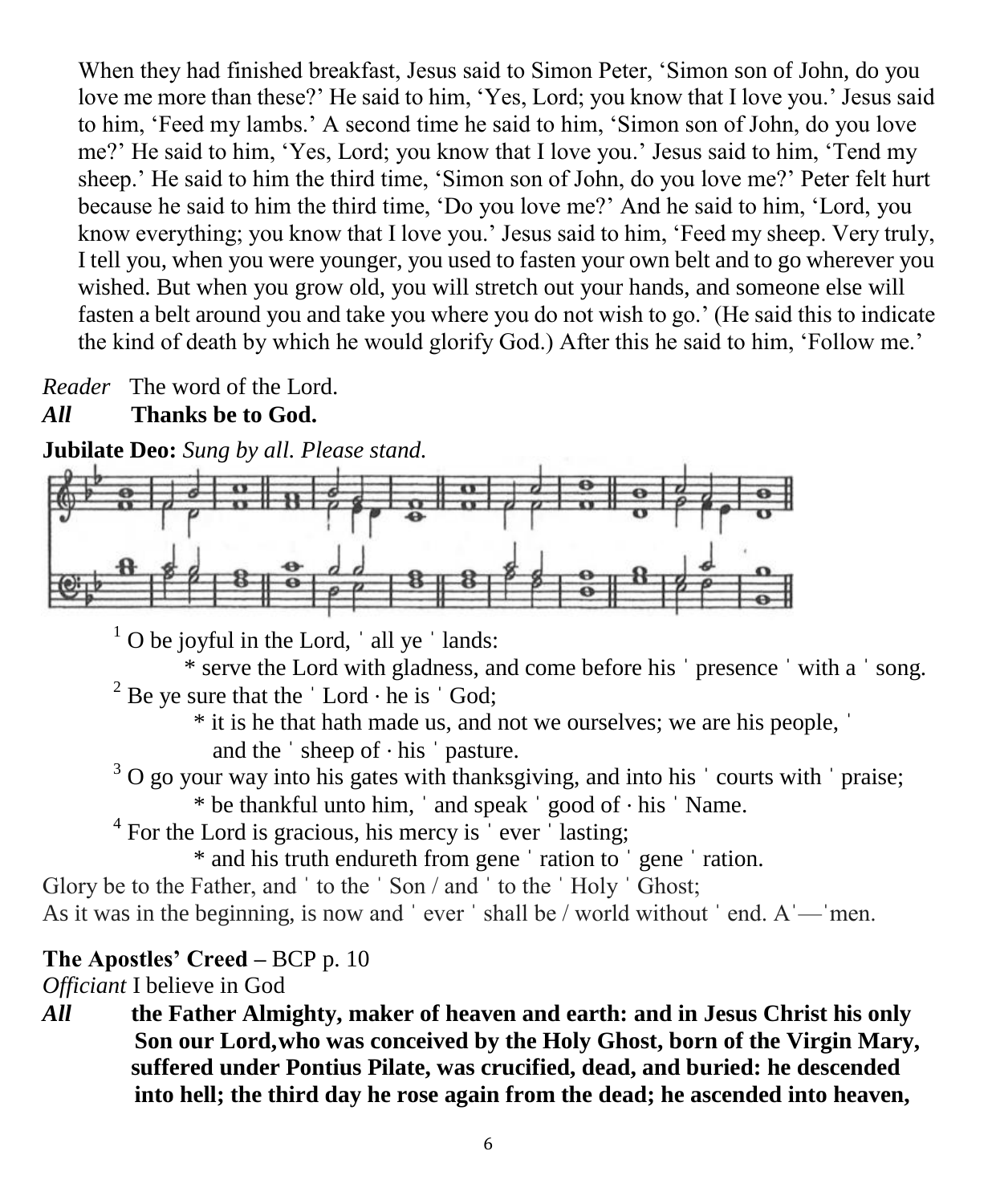When they had finished breakfast, Jesus said to Simon Peter, 'Simon son of John, do you love me more than these?' He said to him, 'Yes, Lord; you know that I love you.' Jesus said to him, 'Feed my lambs.' A second time he said to him, 'Simon son of John, do you love me?' He said to him, 'Yes, Lord; you know that I love you.' Jesus said to him, 'Tend my sheep.' He said to him the third time, 'Simon son of John, do you love me?' Peter felt hurt because he said to him the third time, 'Do you love me?' And he said to him, 'Lord, you know everything; you know that I love you.' Jesus said to him, 'Feed my sheep. Very truly, I tell you, when you were younger, you used to fasten your own belt and to go wherever you wished. But when you grow old, you will stretch out your hands, and someone else will fasten a belt around you and take you where you do not wish to go.' (He said this to indicate the kind of death by which he would glorify God.) After this he said to him, 'Follow me.'

*Reader* The word of the Lord.
***All*** **Thanks be to God.**

**Jubilate Deo:** *Sung by all. Please stand.*

[1] O be joyful in the Lord, ˈ all ye ˈ lands:
  * serve the Lord with gladness, and come before his ˈ presence ˈ with a ˈ song.
[2] Be ye sure that the ˈ Lord · he is ˈ God;
  * it is he that hath made us, and not we ourselves; we are his people, ˈ and the ˈ sheep of · his ˈ pasture.
[3] O go your way into his gates with thanksgiving, and into his ˈ courts with ˈ praise;
  * be thankful unto him, ˈ and speak ˈ good of · his ˈ Name.
[4] For the Lord is gracious, his mercy is ˈ ever ˈ lasting;
  * and his truth endureth from gene ˈ ration to ˈ gene ˈ ration.

Glory be to the Father, and ˈ to the ˈ Son / and ˈ to the ˈ Holy ˈ Ghost;
As it was in the beginning, is now and ˈ ever ˈ shall be / world without ˈ end. Aˈ—ˈmen.

**The Apostles' Creed –** BCP p. 10

*Officiant* I believe in God

***All*** **the Father Almighty, maker of heaven and earth: and in Jesus Christ his only Son our Lord,who was conceived by the Holy Ghost, born of the Virgin Mary, suffered under Pontius Pilate, was crucified, dead, and buried: he descended into hell; the third day he rose again from the dead; he ascended into heaven,**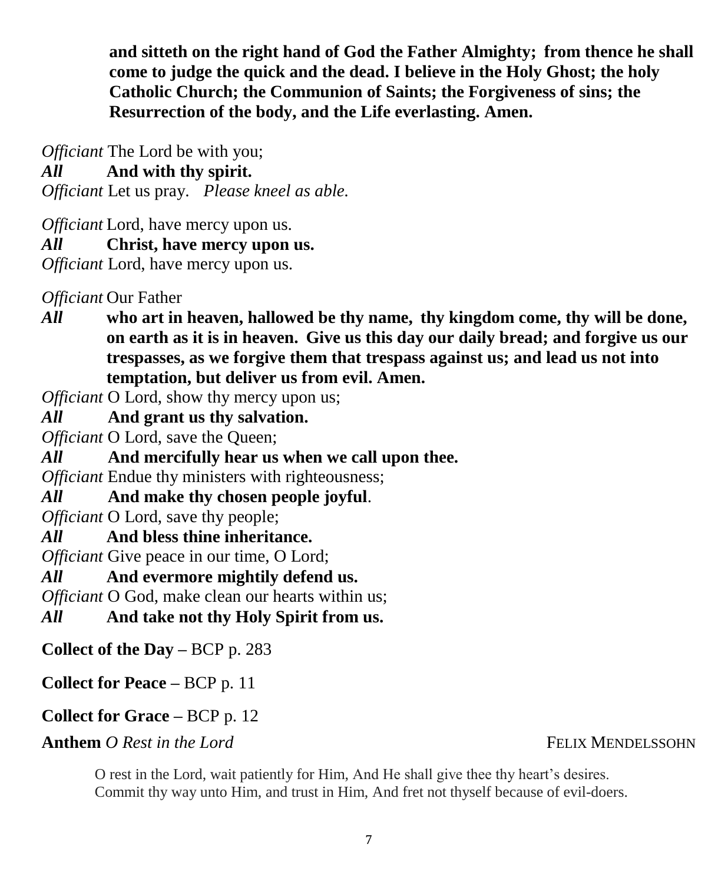**and sitteth on the right hand of God the Father Almighty; from thence he shall come to judge the quick and the dead. I believe in the Holy Ghost; the holy Catholic Church; the Communion of Saints; the Forgiveness of sins; the Resurrection of the body, and the Life everlasting. Amen.**

*Officiant* The Lord be with you;
***All*** **And with thy spirit.**
*Officiant* Let us pray. *Please kneel as able.*

*Officiant* Lord, have mercy upon us.
***All*** **Christ, have mercy upon us.**
*Officiant* Lord, have mercy upon us.

*Officiant* Our Father
***All*** **who art in heaven, hallowed be thy name, thy kingdom come, thy will be done, on earth as it is in heaven. Give us this day our daily bread; and forgive us our trespasses, as we forgive them that trespass against us; and lead us not into temptation, but deliver us from evil. Amen.**
*Officiant* O Lord, show thy mercy upon us;
***All*** **And grant us thy salvation.**
*Officiant* O Lord, save the Queen;
***All*** **And mercifully hear us when we call upon thee.**
*Officiant* Endue thy ministers with righteousness;
***All*** **And make thy chosen people joyful**.
*Officiant* O Lord, save thy people;
***All*** **And bless thine inheritance.**
*Officiant* Give peace in our time, O Lord;
***All*** **And evermore mightily defend us.**
*Officiant* O God, make clean our hearts within us;
***All*** **And take not thy Holy Spirit from us.**

**Collect of the Day –** BCP p. 283

**Collect for Peace –** BCP p. 11

**Collect for Grace –** BCP p. 12

**Anthem** *O Rest in the Lord* FELIX MENDELSSOHN

O rest in the Lord, wait patiently for Him, And He shall give thee thy heart's desires.
Commit thy way unto Him, and trust in Him, And fret not thyself because of evil-doers.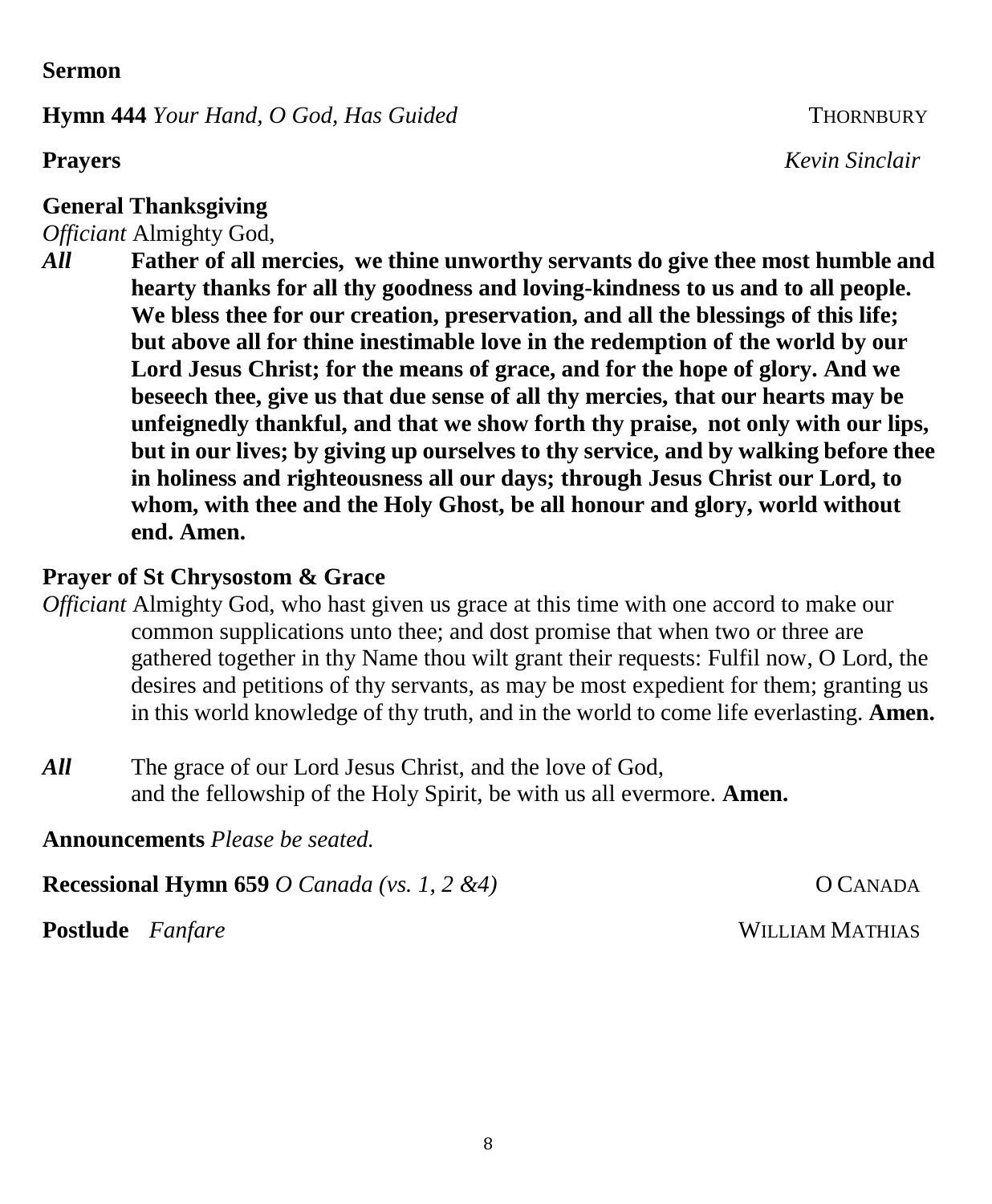**Sermon**

**Hymn 444** *Your Hand, O God, Has Guided* THORNBURY

**Prayers** *Kevin Sinclair*

**General Thanksgiving**

*Officiant* Almighty God,

***All*** **Father of all mercies, we thine unworthy servants do give thee most humble and hearty thanks for all thy goodness and loving-kindness to us and to all people. We bless thee for our creation, preservation, and all the blessings of this life; but above all for thine inestimable love in the redemption of the world by our Lord Jesus Christ; for the means of grace, and for the hope of glory. And we beseech thee, give us that due sense of all thy mercies, that our hearts may be unfeignedly thankful, and that we show forth thy praise, not only with our lips, but in our lives; by giving up ourselves to thy service, and by walking before thee in holiness and righteousness all our days; through Jesus Christ our Lord, to whom, with thee and the Holy Ghost, be all honour and glory, world without end. Amen.**

**Prayer of St Chrysostom & Grace**

*Officiant* Almighty God, who hast given us grace at this time with one accord to make our common supplications unto thee; and dost promise that when two or three are gathered together in thy Name thou wilt grant their requests: Fulfil now, O Lord, the desires and petitions of thy servants, as may be most expedient for them; granting us in this world knowledge of thy truth, and in the world to come life everlasting. **Amen.**

***All*** The grace of our Lord Jesus Christ, and the love of God, and the fellowship of the Holy Spirit, be with us all evermore. **Amen.**

**Announcements** *Please be seated.*

**Recessional Hymn 659** *O Canada (vs. 1, 2 &4)* O CANADA

**Postlude** *Fanfare* WILLIAM MATHIAS